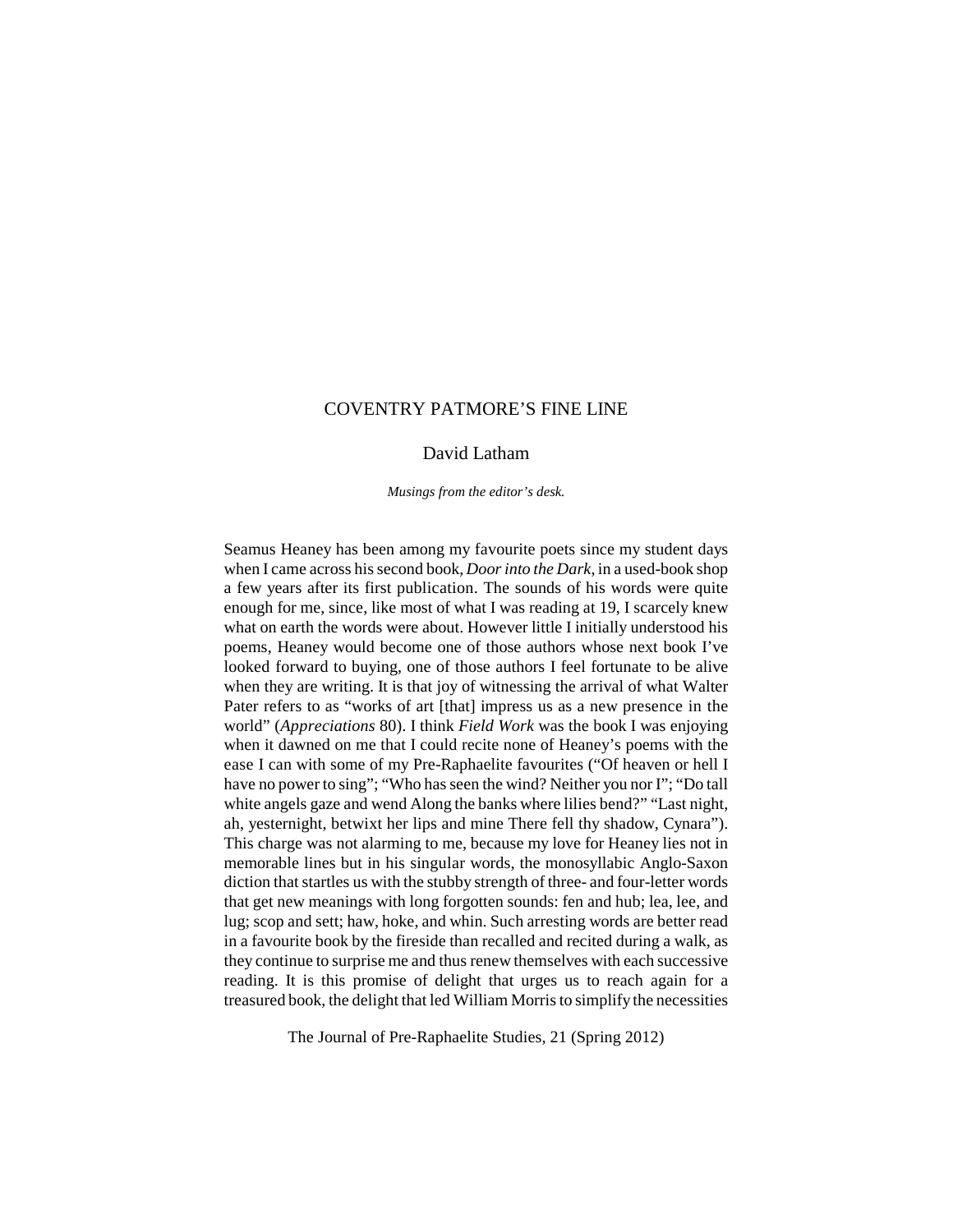# COVENTRY PATMORE'S FINE LINE

## David Latham

*Musings from the editor's desk.*

Seamus Heaney has been among my favourite poets since my student days when I came across his second book, *Door into the Dark*, in a used-book shop a few years after its first publication. The sounds of his words were quite enough for me, since, like most of what I was reading at 19, I scarcely knew what on earth the words were about. However little I initially understood his poems, Heaney would become one of those authors whose next book I've looked forward to buying, one of those authors I feel fortunate to be alive when they are writing. It is that joy of witnessing the arrival of what Walter Pater refers to as "works of art [that] impress us as a new presence in the world" (*Appreciations* 80). I think *Field Work* was the book I was enjoying when it dawned on me that I could recite none of Heaney's poems with the ease I can with some of my Pre-Raphaelite favourites ("Of heaven or hell I have no power to sing"; "Who has seen the wind? Neither you nor I"; "Do tall white angels gaze and wend Along the banks where lilies bend?" "Last night, ah, yesternight, betwixt her lips and mine There fell thy shadow, Cynara"). This charge was not alarming to me, because my love for Heaney lies not in memorable lines but in his singular words, the monosyllabic Anglo-Saxon diction that startles us with the stubby strength of three- and four-letter words that get new meanings with long forgotten sounds: fen and hub; lea, lee, and lug; scop and sett; haw, hoke, and whin. Such arresting words are better read in a favourite book by the fireside than recalled and recited during a walk, as they continue to surprise me and thus renew themselves with each successive reading. It is this promise of delight that urges us to reach again for a treasured book, the delight that led William Morris to simplify the necessities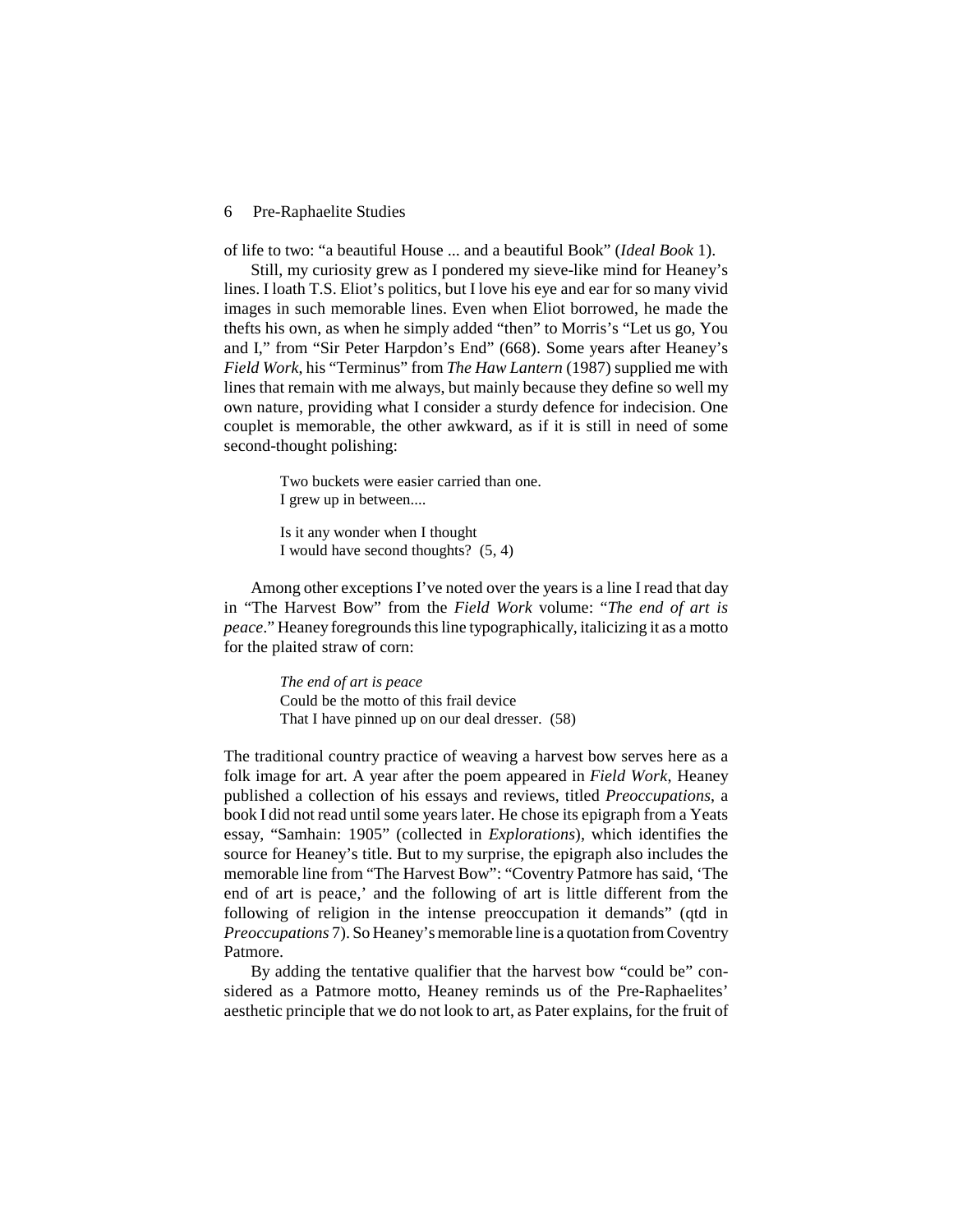of life to two: “a beautiful House ... and a beautiful Book” (*Ideal Book* 1).

Still, my curiosity grew as I pondered my sieve-like mind for Heaney’s lines. I loath T.S. Eliot’s politics, but I love his eye and ear for so many vivid images in such memorable lines. Even when Eliot borrowed, he made the thefts his own, as when he simply added “then” to Morris’s “Let us go, You and I,” from “Sir Peter Harpdon’s End” (668). Some years after Heaney’s *Field Work*, his “Terminus” from *The Haw Lantern* (1987) supplied me with lines that remain with me always, but mainly because they define so well my own nature, providing what I consider a sturdy defence for indecision. One couplet is memorable, the other awkward, as if it is still in need of some second-thought polishing:

> Two buckets were easier carried than one.
> I grew up in between....
>
> Is it any wonder when I thought
> I would have second thoughts? (5, 4)

Among other exceptions I’ve noted over the years is a line I read that day in “The Harvest Bow” from the *Field Work* volume: “*The end of art is peace*.” Heaney foregrounds this line typographically, italicizing it as a motto for the plaited straw of corn:

> *The end of art is peace*
> Could be the motto of this frail device
> That I have pinned up on our deal dresser. (58)

The traditional country practice of weaving a harvest bow serves here as a folk image for art. A year after the poem appeared in *Field Work*, Heaney published a collection of his essays and reviews, titled *Preoccupations*, a book I did not read until some years later. He chose its epigraph from a Yeats essay, “Samhain: 1905” (collected in *Explorations*), which identifies the source for Heaney’s title. But to my surprise, the epigraph also includes the memorable line from “The Harvest Bow”: “Coventry Patmore has said, ‘The end of art is peace,’ and the following of art is little different from the following of religion in the intense preoccupation it demands” (qtd in *Preoccupations* 7). So Heaney’s memorable line is a quotation from Coventry Patmore.

By adding the tentative qualifier that the harvest bow “could be” considered as a Patmore motto, Heaney reminds us of the Pre-Raphaelites’ aesthetic principle that we do not look to art, as Pater explains, for the fruit of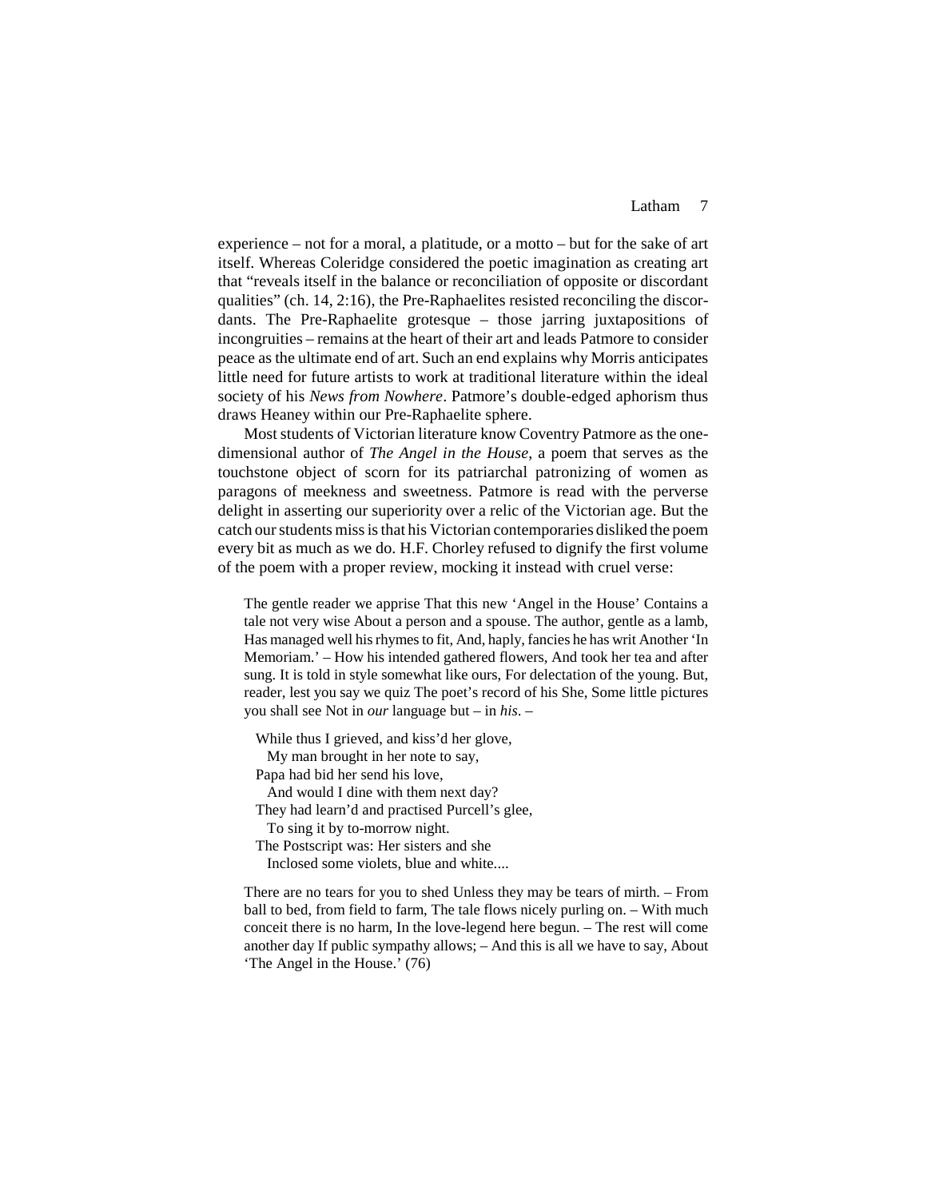experience – not for a moral, a platitude, or a motto – but for the sake of art itself. Whereas Coleridge considered the poetic imagination as creating art that "reveals itself in the balance or reconciliation of opposite or discordant qualities" (ch. 14, 2:16), the Pre-Raphaelites resisted reconciling the discordants. The Pre-Raphaelite grotesque – those jarring juxtapositions of incongruities – remains at the heart of their art and leads Patmore to consider peace as the ultimate end of art. Such an end explains why Morris anticipates little need for future artists to work at traditional literature within the ideal society of his *News from Nowhere*. Patmore's double-edged aphorism thus draws Heaney within our Pre-Raphaelite sphere.

Most students of Victorian literature know Coventry Patmore as the one-dimensional author of *The Angel in the House*, a poem that serves as the touchstone object of scorn for its patriarchal patronizing of women as paragons of meekness and sweetness. Patmore is read with the perverse delight in asserting our superiority over a relic of the Victorian age. But the catch our students miss is that his Victorian contemporaries disliked the poem every bit as much as we do. H.F. Chorley refused to dignify the first volume of the poem with a proper review, mocking it instead with cruel verse:

> The gentle reader we apprise That this new 'Angel in the House' Contains a tale not very wise About a person and a spouse. The author, gentle as a lamb, Has managed well his rhymes to fit, And, haply, fancies he has writ Another 'In Memoriam.' – How his intended gathered flowers, And took her tea and after sung. It is told in style somewhat like ours, For delectation of the young. But, reader, lest you say we quiz The poet's record of his She, Some little pictures you shall see Not in *our* language but – in *his*. –
>
> While thus I grieved, and kiss'd her glove,
> My man brought in her note to say,
> Papa had bid her send his love,
> And would I dine with them next day?
> They had learn'd and practised Purcell's glee,
> To sing it by to-morrow night.
> The Postscript was: Her sisters and she
> Inclosed some violets, blue and white....
>
> There are no tears for you to shed Unless they may be tears of mirth. – From ball to bed, from field to farm, The tale flows nicely purling on. – With much conceit there is no harm, In the love-legend here begun. – The rest will come another day If public sympathy allows; – And this is all we have to say, About 'The Angel in the House.' (76)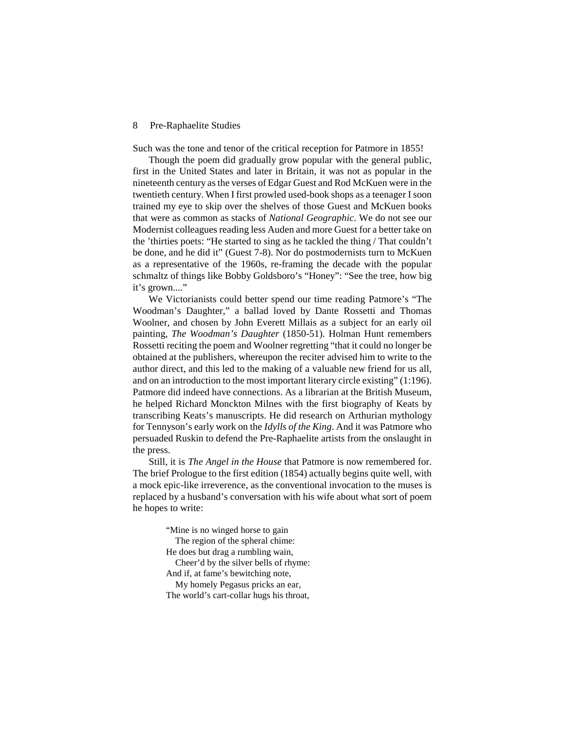Such was the tone and tenor of the critical reception for Patmore in 1855!

Though the poem did gradually grow popular with the general public, first in the United States and later in Britain, it was not as popular in the nineteenth century as the verses of Edgar Guest and Rod McKuen were in the twentieth century. When I first prowled used-book shops as a teenager I soon trained my eye to skip over the shelves of those Guest and McKuen books that were as common as stacks of *National Geographic*. We do not see our Modernist colleagues reading less Auden and more Guest for a better take on the 'thirties poets: "He started to sing as he tackled the thing / That couldn't be done, and he did it" (Guest 7-8). Nor do postmodernists turn to McKuen as a representative of the 1960s, re-framing the decade with the popular schmaltz of things like Bobby Goldsboro's "Honey": "See the tree, how big it's grown...."

We Victorianists could better spend our time reading Patmore's "The Woodman's Daughter," a ballad loved by Dante Rossetti and Thomas Woolner, and chosen by John Everett Millais as a subject for an early oil painting, *The Woodman's Daughter* (1850-51). Holman Hunt remembers Rossetti reciting the poem and Woolner regretting "that it could no longer be obtained at the publishers, whereupon the reciter advised him to write to the author direct, and this led to the making of a valuable new friend for us all, and on an introduction to the most important literary circle existing" (1:196). Patmore did indeed have connections. As a librarian at the British Museum, he helped Richard Monckton Milnes with the first biography of Keats by transcribing Keats's manuscripts. He did research on Arthurian mythology for Tennyson's early work on the *Idylls of the King*. And it was Patmore who persuaded Ruskin to defend the Pre-Raphaelite artists from the onslaught in the press.

Still, it is *The Angel in the House* that Patmore is now remembered for. The brief Prologue to the first edition (1854) actually begins quite well, with a mock epic-like irreverence, as the conventional invocation to the muses is replaced by a husband's conversation with his wife about what sort of poem he hopes to write:

> "Mine is no winged horse to gain
> The region of the spheral chime:
> He does but drag a rumbling wain,
> Cheer'd by the silver bells of rhyme:
> And if, at fame's bewitching note,
> My homely Pegasus pricks an ear,
> The world's cart-collar hugs his throat,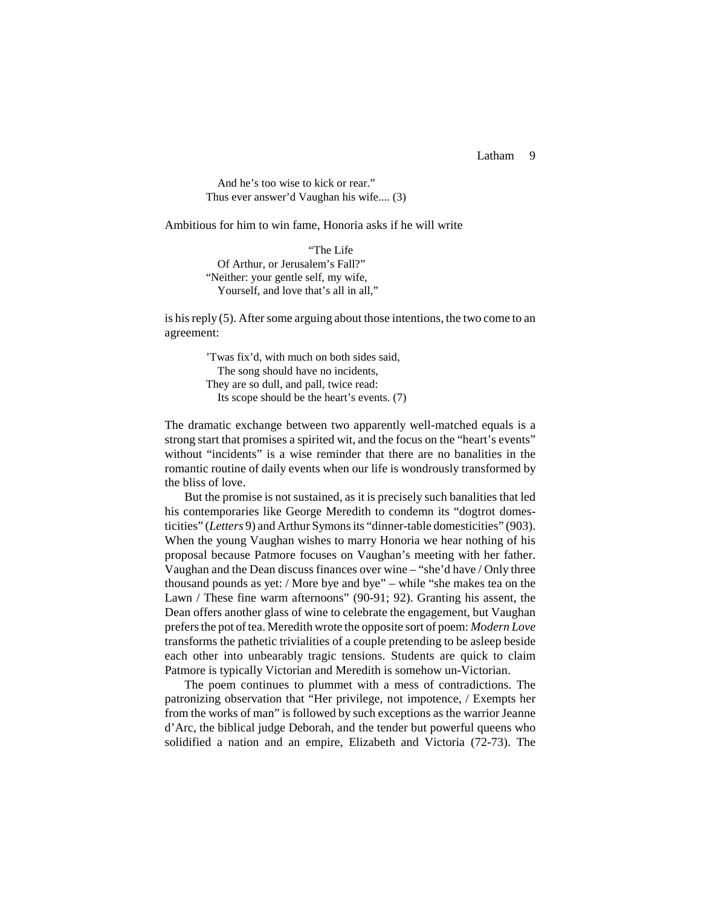And he's too wise to kick or rear."  
Thus ever answer'd Vaughan his wife.... (3)

Ambitious for him to win fame, Honoria asks if he will write

> "The Life  
> Of Arthur, or Jerusalem's Fall?"  
> "Neither: your gentle self, my wife,  
> Yourself, and love that's all in all,"

is his reply (5). After some arguing about those intentions, the two come to an agreement:

> 'Twas fix'd, with much on both sides said,  
> The song should have no incidents,  
> They are so dull, and pall, twice read:  
> Its scope should be the heart's events. (7)

The dramatic exchange between two apparently well-matched equals is a strong start that promises a spirited wit, and the focus on the "heart's events" without "incidents" is a wise reminder that there are no banalities in the romantic routine of daily events when our life is wondrously transformed by the bliss of love.

But the promise is not sustained, as it is precisely such banalities that led his contemporaries like George Meredith to condemn its "dogtrot domesticities" (*Letters* 9) and Arthur Symons its "dinner-table domesticities" (903). When the young Vaughan wishes to marry Honoria we hear nothing of his proposal because Patmore focuses on Vaughan's meeting with her father. Vaughan and the Dean discuss finances over wine – "she'd have / Only three thousand pounds as yet: / More bye and bye" – while "she makes tea on the Lawn / These fine warm afternoons" (90-91; 92). Granting his assent, the Dean offers another glass of wine to celebrate the engagement, but Vaughan prefers the pot of tea. Meredith wrote the opposite sort of poem: *Modern Love* transforms the pathetic trivialities of a couple pretending to be asleep beside each other into unbearably tragic tensions. Students are quick to claim Patmore is typically Victorian and Meredith is somehow un-Victorian.

The poem continues to plummet with a mess of contradictions. The patronizing observation that "Her privilege, not impotence, / Exempts her from the works of man" is followed by such exceptions as the warrior Jeanne d'Arc, the biblical judge Deborah, and the tender but powerful queens who solidified a nation and an empire, Elizabeth and Victoria (72-73). The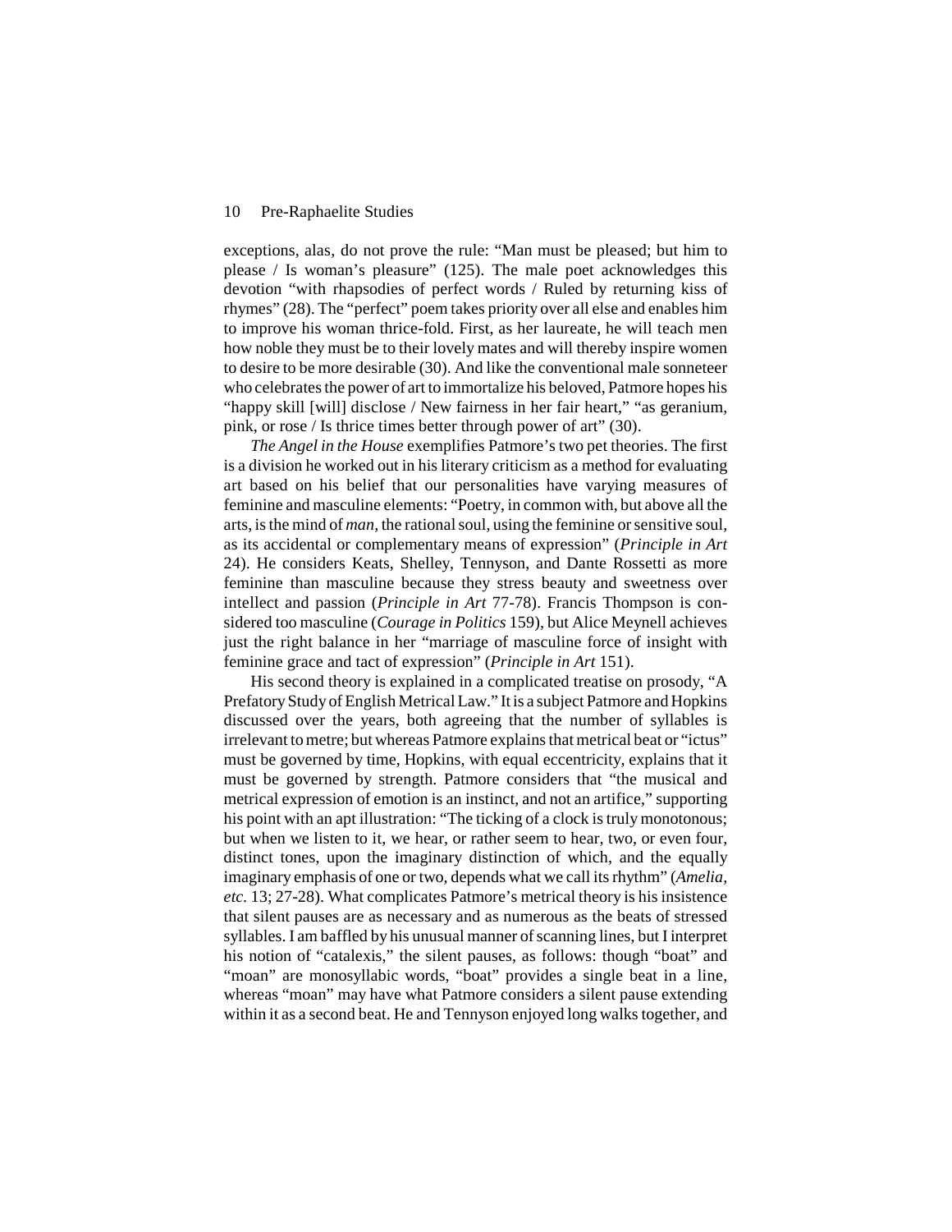exceptions, alas, do not prove the rule: "Man must be pleased; but him to please / Is woman's pleasure" (125). The male poet acknowledges this devotion "with rhapsodies of perfect words / Ruled by returning kiss of rhymes" (28). The "perfect" poem takes priority over all else and enables him to improve his woman thrice-fold. First, as her laureate, he will teach men how noble they must be to their lovely mates and will thereby inspire women to desire to be more desirable (30). And like the conventional male sonneteer who celebrates the power of art to immortalize his beloved, Patmore hopes his "happy skill [will] disclose / New fairness in her fair heart," "as geranium, pink, or rose / Is thrice times better through power of art" (30).

*The Angel in the House* exemplifies Patmore's two pet theories. The first is a division he worked out in his literary criticism as a method for evaluating art based on his belief that our personalities have varying measures of feminine and masculine elements: "Poetry, in common with, but above all the arts, is the mind of *man*, the rational soul, using the feminine or sensitive soul, as its accidental or complementary means of expression" (*Principle in Art* 24). He considers Keats, Shelley, Tennyson, and Dante Rossetti as more feminine than masculine because they stress beauty and sweetness over intellect and passion (*Principle in Art* 77-78). Francis Thompson is considered too masculine (*Courage in Politics* 159), but Alice Meynell achieves just the right balance in her "marriage of masculine force of insight with feminine grace and tact of expression" (*Principle in Art* 151).

His second theory is explained in a complicated treatise on prosody, "A Prefatory Study of English Metrical Law." It is a subject Patmore and Hopkins discussed over the years, both agreeing that the number of syllables is irrelevant to metre; but whereas Patmore explains that metrical beat or "ictus" must be governed by time, Hopkins, with equal eccentricity, explains that it must be governed by strength. Patmore considers that "the musical and metrical expression of emotion is an instinct, and not an artifice," supporting his point with an apt illustration: "The ticking of a clock is truly monotonous; but when we listen to it, we hear, or rather seem to hear, two, or even four, distinct tones, upon the imaginary distinction of which, and the equally imaginary emphasis of one or two, depends what we call its rhythm" (*Amelia, etc.* 13; 27-28). What complicates Patmore's metrical theory is his insistence that silent pauses are as necessary and as numerous as the beats of stressed syllables. I am baffled by his unusual manner of scanning lines, but I interpret his notion of "catalexis," the silent pauses, as follows: though "boat" and "moan" are monosyllabic words, "boat" provides a single beat in a line, whereas "moan" may have what Patmore considers a silent pause extending within it as a second beat. He and Tennyson enjoyed long walks together, and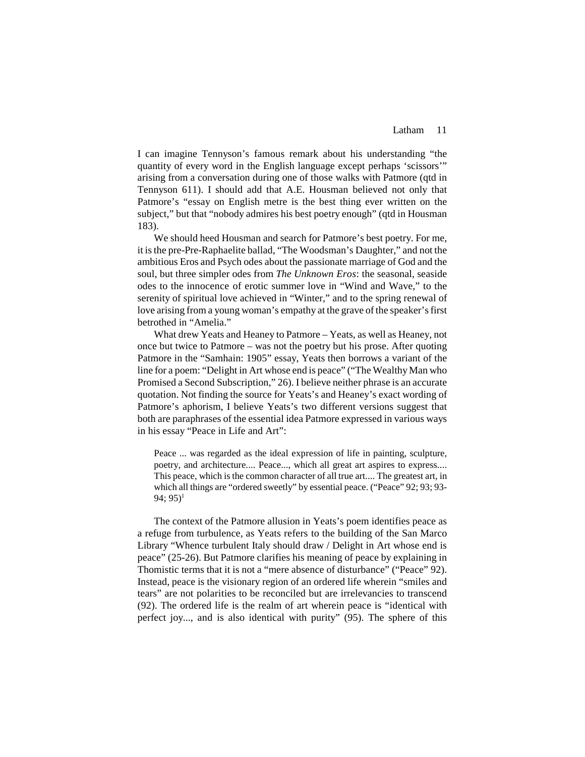I can imagine Tennyson's famous remark about his understanding "the quantity of every word in the English language except perhaps 'scissors'" arising from a conversation during one of those walks with Patmore (qtd in Tennyson 611). I should add that A.E. Housman believed not only that Patmore's "essay on English metre is the best thing ever written on the subject," but that "nobody admires his best poetry enough" (qtd in Housman 183).

We should heed Housman and search for Patmore's best poetry. For me, it is the pre-Pre-Raphaelite ballad, "The Woodsman's Daughter," and not the ambitious Eros and Psych odes about the passionate marriage of God and the soul, but three simpler odes from *The Unknown Eros*: the seasonal, seaside odes to the innocence of erotic summer love in "Wind and Wave," to the serenity of spiritual love achieved in "Winter," and to the spring renewal of love arising from a young woman's empathy at the grave of the speaker's first betrothed in "Amelia."

What drew Yeats and Heaney to Patmore – Yeats, as well as Heaney, not once but twice to Patmore – was not the poetry but his prose. After quoting Patmore in the "Samhain: 1905" essay, Yeats then borrows a variant of the line for a poem: "Delight in Art whose end is peace" ("The Wealthy Man who Promised a Second Subscription," 26). I believe neither phrase is an accurate quotation. Not finding the source for Yeats's and Heaney's exact wording of Patmore's aphorism, I believe Yeats's two different versions suggest that both are paraphrases of the essential idea Patmore expressed in various ways in his essay "Peace in Life and Art":

> Peace ... was regarded as the ideal expression of life in painting, sculpture, poetry, and architecture.... Peace..., which all great art aspires to express.... This peace, which is the common character of all true art.... The greatest art, in which all things are "ordered sweetly" by essential peace. ("Peace" 92; 93; 93-94; 95)[1]

The context of the Patmore allusion in Yeats's poem identifies peace as a refuge from turbulence, as Yeats refers to the building of the San Marco Library "Whence turbulent Italy should draw / Delight in Art whose end is peace" (25-26). But Patmore clarifies his meaning of peace by explaining in Thomistic terms that it is not a "mere absence of disturbance" ("Peace" 92). Instead, peace is the visionary region of an ordered life wherein "smiles and tears" are not polarities to be reconciled but are irrelevancies to transcend (92). The ordered life is the realm of art wherein peace is "identical with perfect joy..., and is also identical with purity" (95). The sphere of this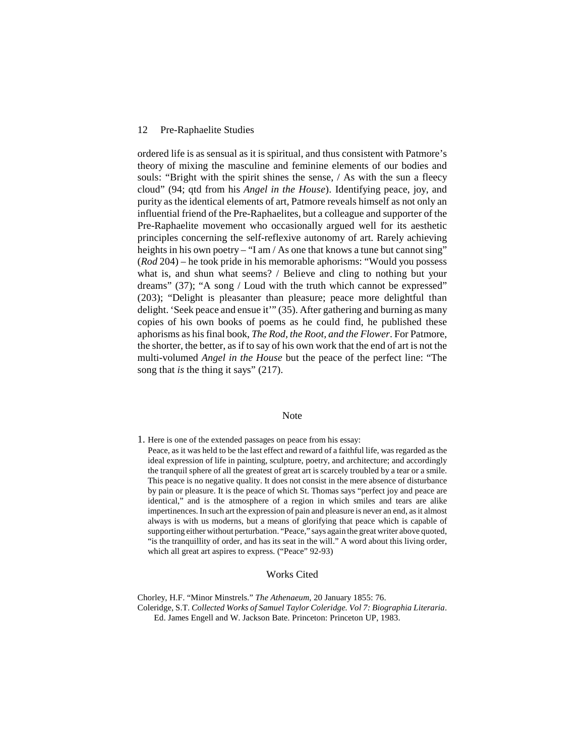ordered life is as sensual as it is spiritual, and thus consistent with Patmore's theory of mixing the masculine and feminine elements of our bodies and souls: "Bright with the spirit shines the sense, / As with the sun a fleecy cloud" (94; qtd from his *Angel in the House*). Identifying peace, joy, and purity as the identical elements of art, Patmore reveals himself as not only an influential friend of the Pre-Raphaelites, but a colleague and supporter of the Pre-Raphaelite movement who occasionally argued well for its aesthetic principles concerning the self-reflexive autonomy of art. Rarely achieving heights in his own poetry – "I am / As one that knows a tune but cannot sing" (*Rod* 204) – he took pride in his memorable aphorisms: "Would you possess what is, and shun what seems? / Believe and cling to nothing but your dreams" (37); "A song / Loud with the truth which cannot be expressed" (203); "Delight is pleasanter than pleasure; peace more delightful than delight. 'Seek peace and ensue it'" (35). After gathering and burning as many copies of his own books of poems as he could find, he published these aphorisms as his final book, *The Rod, the Root, and the Flower*. For Patmore, the shorter, the better, as if to say of his own work that the end of art is not the multi-volumed *Angel in the House* but the peace of the perfect line: "The song that *is* the thing it says" (217).

## Note

1. Here is one of the extended passages on peace from his essay:

   Peace, as it was held to be the last effect and reward of a faithful life, was regarded as the ideal expression of life in painting, sculpture, poetry, and architecture; and accordingly the tranquil sphere of all the greatest of great art is scarcely troubled by a tear or a smile. This peace is no negative quality. It does not consist in the mere absence of disturbance by pain or pleasure. It is the peace of which St. Thomas says "perfect joy and peace are identical," and is the atmosphere of a region in which smiles and tears are alike impertinences. In such art the expression of pain and pleasure is never an end, as it almost always is with us moderns, but a means of glorifying that peace which is capable of supporting either without perturbation. "Peace," says again the great writer above quoted, "is the tranquillity of order, and has its seat in the will." A word about this living order, which all great art aspires to express. ("Peace" 92-93)

## Works Cited

Chorley, H.F. "Minor Minstrels." *The Athenaeum*, 20 January 1855: 76.

Coleridge, S.T. *Collected Works of Samuel Taylor Coleridge. Vol 7: Biographia Literaria*. Ed. James Engell and W. Jackson Bate. Princeton: Princeton UP, 1983.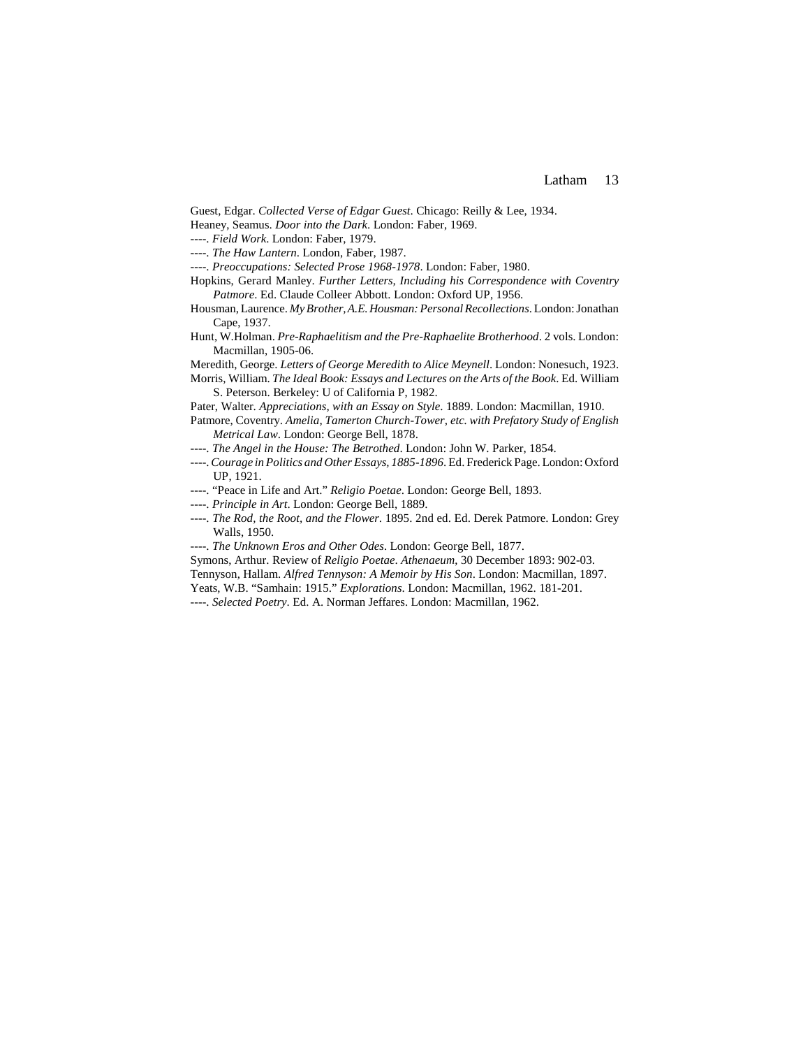Guest, Edgar. *Collected Verse of Edgar Guest*. Chicago: Reilly & Lee, 1934.

Heaney, Seamus. *Door into the Dark*. London: Faber, 1969.

----. *Field Work*. London: Faber, 1979.

----. *The Haw Lantern*. London, Faber, 1987.

----. *Preoccupations: Selected Prose 1968-1978*. London: Faber, 1980.

Hopkins, Gerard Manley. *Further Letters, Including his Correspondence with Coventry Patmore*. Ed. Claude Colleer Abbott. London: Oxford UP, 1956.

Housman, Laurence. *My Brother, A.E. Housman: Personal Recollections*. London: Jonathan Cape, 1937.

Hunt, W.Holman. *Pre-Raphaelitism and the Pre-Raphaelite Brotherhood*. 2 vols. London: Macmillan, 1905-06.

Meredith, George. *Letters of George Meredith to Alice Meynell*. London: Nonesuch, 1923.

Morris, William. *The Ideal Book: Essays and Lectures on the Arts of the Book*. Ed. William S. Peterson. Berkeley: U of California P, 1982.

Pater, Walter. *Appreciations, with an Essay on Style*. 1889. London: Macmillan, 1910.

Patmore, Coventry. *Amelia, Tamerton Church-Tower, etc. with Prefatory Study of English Metrical Law*. London: George Bell, 1878.

----. *The Angel in the House: The Betrothed*. London: John W. Parker, 1854.

----. *Courage in Politics and Other Essays, 1885-1896*. Ed. Frederick Page. London: Oxford UP, 1921.

----. "Peace in Life and Art." *Religio Poetae*. London: George Bell, 1893.

----. *Principle in Art*. London: George Bell, 1889.

----. *The Rod, the Root, and the Flower*. 1895. 2nd ed. Ed. Derek Patmore. London: Grey Walls, 1950.

----. *The Unknown Eros and Other Odes*. London: George Bell, 1877.

Symons, Arthur. Review of *Religio Poetae*. *Athenaeum*, 30 December 1893: 902-03.

Tennyson, Hallam. *Alfred Tennyson: A Memoir by His Son*. London: Macmillan, 1897.

Yeats, W.B. "Samhain: 1915." *Explorations*. London: Macmillan, 1962. 181-201.

----. *Selected Poetry*. Ed. A. Norman Jeffares. London: Macmillan, 1962.